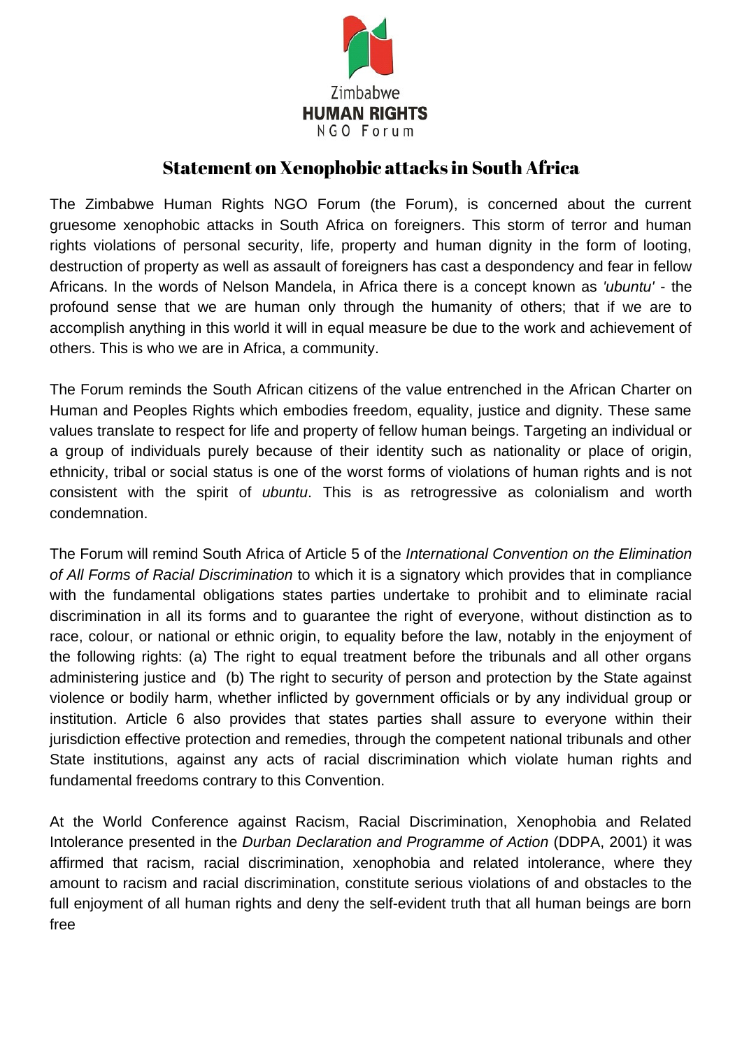Zimbabwe
**HUMAN RIGHTS**
NGO Forum

# Statement on Xenophobic attacks in South Africa

The Zimbabwe Human Rights NGO Forum (the Forum), is concerned about the current gruesome xenophobic attacks in South Africa on foreigners. This storm of terror and human rights violations of personal security, life, property and human dignity in the form of looting, destruction of property as well as assault of foreigners has cast a despondency and fear in fellow Africans. In the words of Nelson Mandela, in Africa there is a concept known as *'ubuntu'* - the profound sense that we are human only through the humanity of others; that if we are to accomplish anything in this world it will in equal measure be due to the work and achievement of others. This is who we are in Africa, a community.

The Forum reminds the South African citizens of the value entrenched in the African Charter on Human and Peoples Rights which embodies freedom, equality, justice and dignity. These same values translate to respect for life and property of fellow human beings. Targeting an individual or a group of individuals purely because of their identity such as nationality or place of origin, ethnicity, tribal or social status is one of the worst forms of violations of human rights and is not consistent with the spirit of *ubuntu*. This is as retrogressive as colonialism and worth condemnation.

The Forum will remind South Africa of Article 5 of the *International Convention on the Elimination of All Forms of Racial Discrimination* to which it is a signatory which provides that in compliance with the fundamental obligations states parties undertake to prohibit and to eliminate racial discrimination in all its forms and to guarantee the right of everyone, without distinction as to race, colour, or national or ethnic origin, to equality before the law, notably in the enjoyment of the following rights: (a) The right to equal treatment before the tribunals and all other organs administering justice and (b) The right to security of person and protection by the State against violence or bodily harm, whether inflicted by government officials or by any individual group or institution. Article 6 also provides that states parties shall assure to everyone within their jurisdiction effective protection and remedies, through the competent national tribunals and other State institutions, against any acts of racial discrimination which violate human rights and fundamental freedoms contrary to this Convention.

At the World Conference against Racism, Racial Discrimination, Xenophobia and Related Intolerance presented in the *Durban Declaration and Programme of Action* (DDPA, 2001) it was affirmed that racism, racial discrimination, xenophobia and related intolerance, where they amount to racism and racial discrimination, constitute serious violations of and obstacles to the full enjoyment of all human rights and deny the self-evident truth that all human beings are born free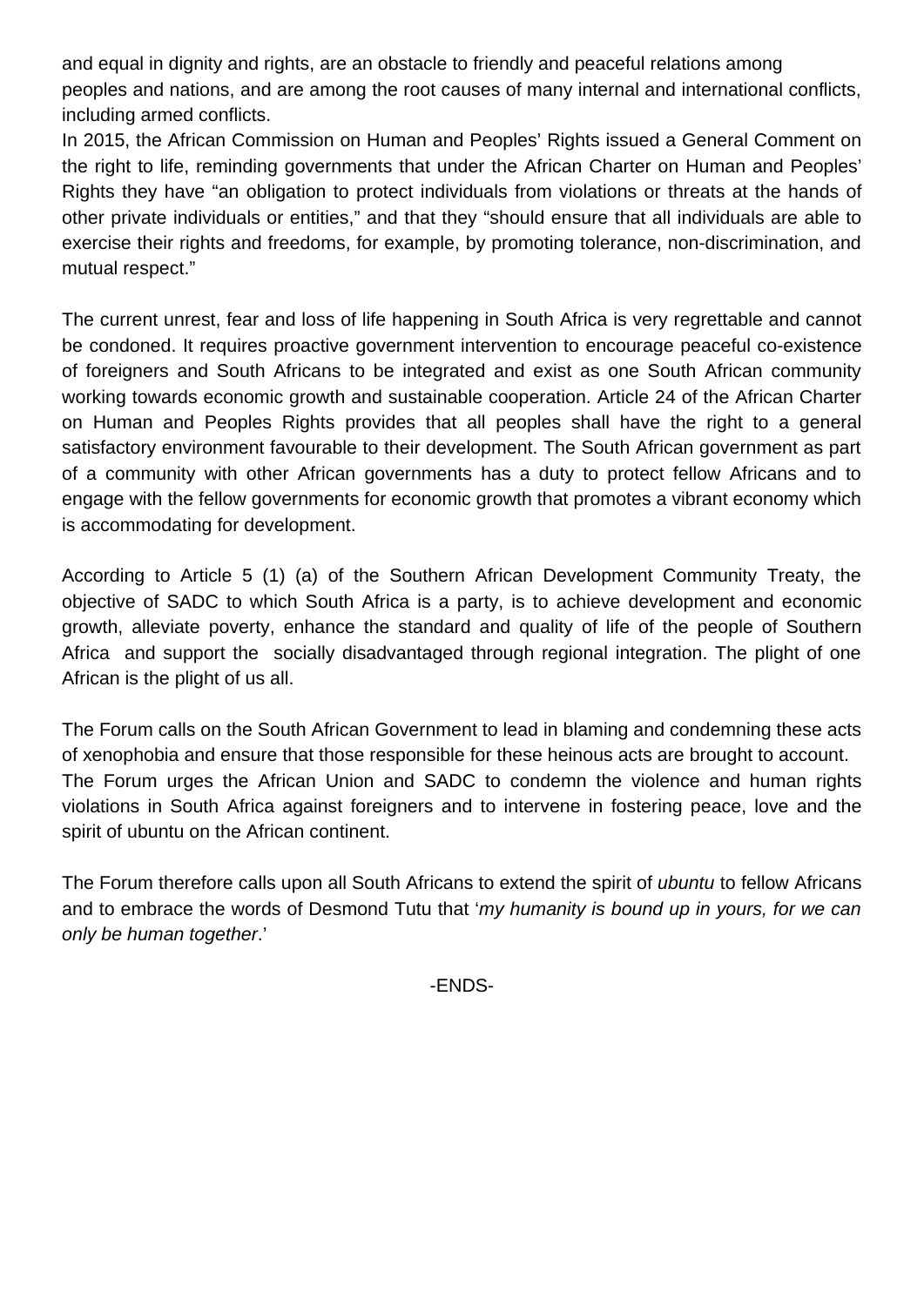and equal in dignity and rights, are an obstacle to friendly and peaceful relations among peoples and nations, and are among the root causes of many internal and international conflicts, including armed conflicts.

In 2015, the African Commission on Human and Peoples' Rights issued a General Comment on the right to life, reminding governments that under the African Charter on Human and Peoples' Rights they have "an obligation to protect individuals from violations or threats at the hands of other private individuals or entities," and that they "should ensure that all individuals are able to exercise their rights and freedoms, for example, by promoting tolerance, non-discrimination, and mutual respect."

The current unrest, fear and loss of life happening in South Africa is very regrettable and cannot be condoned. It requires proactive government intervention to encourage peaceful co-existence of foreigners and South Africans to be integrated and exist as one South African community working towards economic growth and sustainable cooperation. Article 24 of the African Charter on Human and Peoples Rights provides that all peoples shall have the right to a general satisfactory environment favourable to their development. The South African government as part of a community with other African governments has a duty to protect fellow Africans and to engage with the fellow governments for economic growth that promotes a vibrant economy which is accommodating for development.

According to Article 5 (1) (a) of the Southern African Development Community Treaty, the objective of SADC to which South Africa is a party, is to achieve development and economic growth, alleviate poverty, enhance the standard and quality of life of the people of Southern Africa and support the socially disadvantaged through regional integration. The plight of one African is the plight of us all.

The Forum calls on the South African Government to lead in blaming and condemning these acts of xenophobia and ensure that those responsible for these heinous acts are brought to account.

The Forum urges the African Union and SADC to condemn the violence and human rights violations in South Africa against foreigners and to intervene in fostering peace, love and the spirit of ubuntu on the African continent.

The Forum therefore calls upon all South Africans to extend the spirit of *ubuntu* to fellow Africans and to embrace the words of Desmond Tutu that '*my humanity is bound up in yours, for we can only be human together*.'

-ENDS-